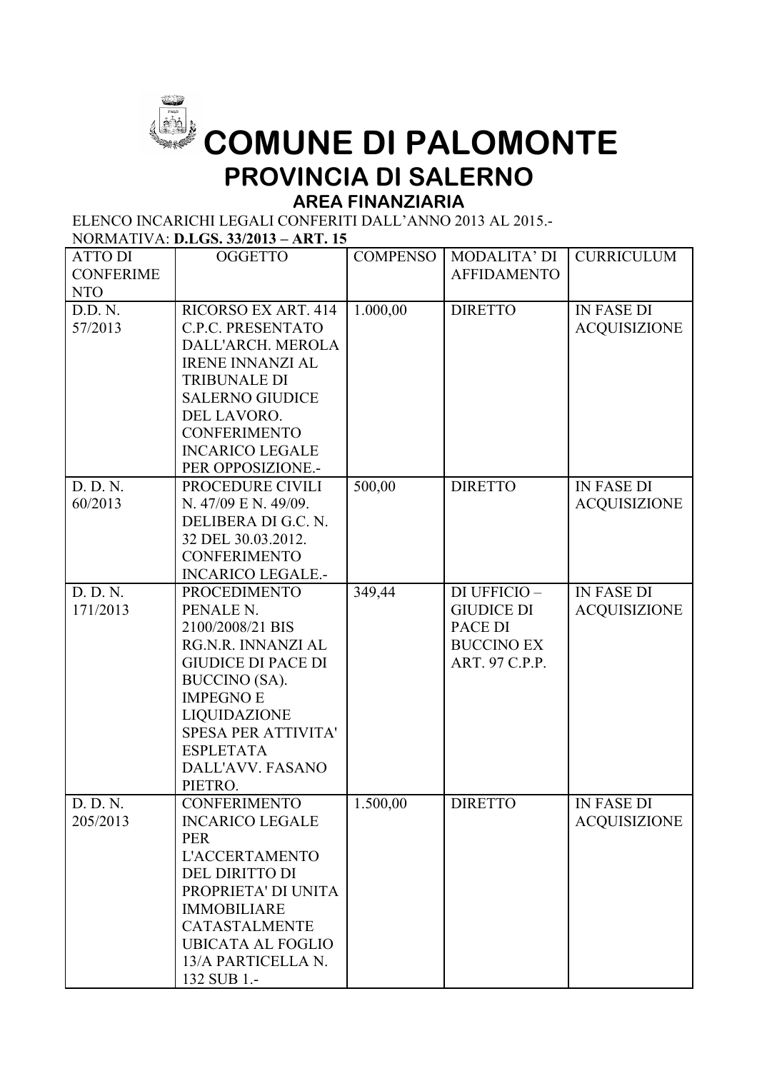# COMUNE DI PALOMONTE

## PROVINCIA DI SALERNO

### AREA FINANZIARIA

ELENCO INCARICHI LEGALI CONFERITI DALL'ANNO 2013 AL 2015.-

NORMATIVA: **D.LGS. 33/2013 – ART. 15**

| ATTO DI CONFERIMENTO | OGGETTO | COMPENSO | MODALITA' DI AFFIDAMENTO | CURRICULUM |
|---|---|---|---|---|
| D.D. N. 57/2013 | RICORSO EX ART. 414 C.P.C. PRESENTATO DALL'ARCH. MEROLA IRENE INNANZI AL TRIBUNALE DI SALERNO GIUDICE DEL LAVORO. CONFERIMENTO INCARICO LEGALE PER OPPOSIZIONE.- | 1.000,00 | DIRETTO | IN FASE DI ACQUISIZIONE |
| D. D. N. 60/2013 | PROCEDURE CIVILI N. 47/09 E N. 49/09. DELIBERA DI G.C. N. 32 DEL 30.03.2012. CONFERIMENTO INCARICO LEGALE.- | 500,00 | DIRETTO | IN FASE DI ACQUISIZIONE |
| D. D. N. 171/2013 | PROCEDIMENTO PENALE N. 2100/2008/21 BIS RG.N.R. INNANZI AL GIUDICE DI PACE DI BUCCINO (SA). IMPEGNO E LIQUIDAZIONE SPESA PER ATTIVITA' ESPLETATA DALL'AVV. FASANO PIETRO. | 349,44 | DI UFFICIO – GIUDICE DI PACE DI BUCCINO EX ART. 97 C.P.P. | IN FASE DI ACQUISIZIONE |
| D. D. N. 205/2013 | CONFERIMENTO INCARICO LEGALE PER L'ACCERTAMENTO DEL DIRITTO DI PROPRIETA' DI UNITA IMMOBILIARE CATASTALMENTE UBICATA AL FOGLIO 13/A PARTICELLA N. 132 SUB 1.- | 1.500,00 | DIRETTO | IN FASE DI ACQUISIZIONE |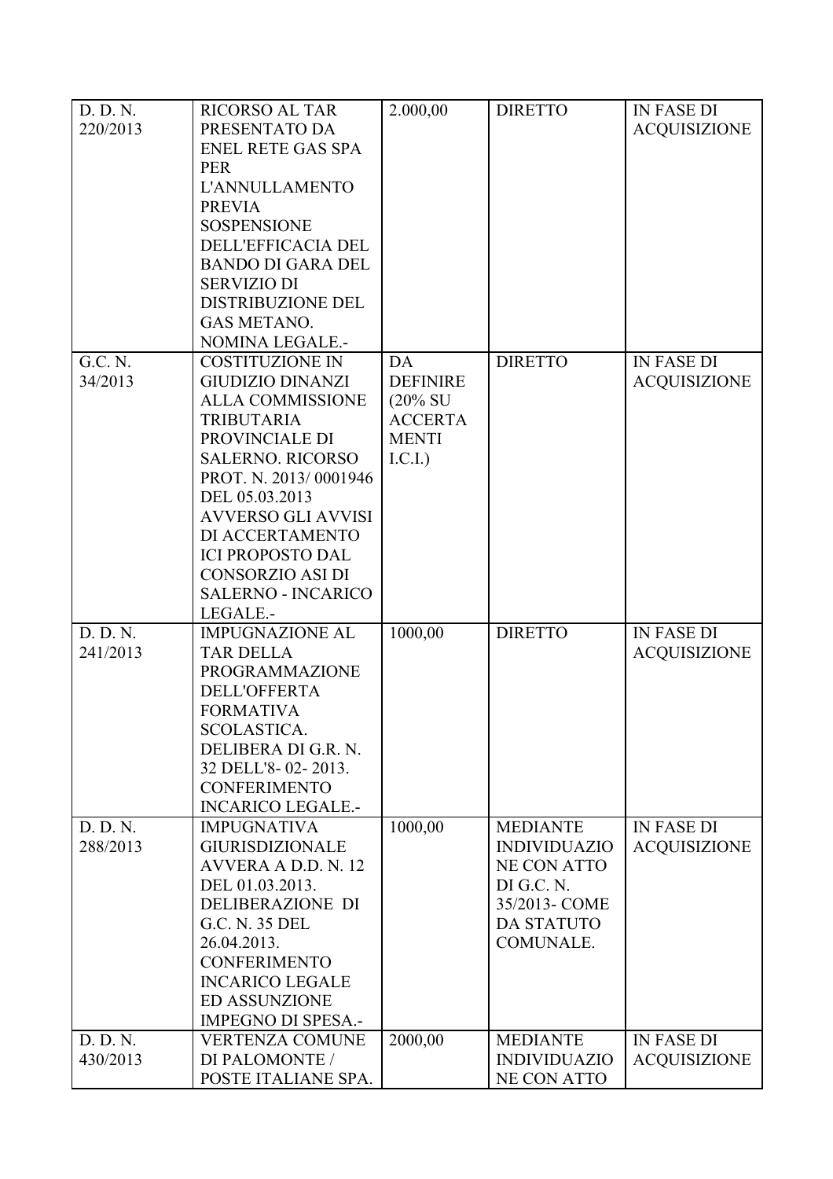| | | | | |
|---|---|---|---|---|
| D. D. N. 220/2013 | RICORSO AL TAR PRESENTATO DA ENEL RETE GAS SPA PER L'ANNULLAMENTO PREVIA SOSPENSIONE DELL'EFFICACIA DEL BANDO DI GARA DEL SERVIZIO DI DISTRIBUZIONE DEL GAS METANO. NOMINA LEGALE.- | 2.000,00 | DIRETTO | IN FASE DI ACQUISIZIONE |
| G.C. N. 34/2013 | COSTITUZIONE IN GIUDIZIO DINANZI ALLA COMMISSIONE TRIBUTARIA PROVINCIALE DI SALERNO. RICORSO PROT. N. 2013/ 0001946 DEL 05.03.2013 AVVERSO GLI AVVISI DI ACCERTAMENTO ICI PROPOSTO DAL CONSORZIO ASI DI SALERNO - INCARICO LEGALE.- | DA DEFINIRE (20% SU ACCERTAMENTI I.C.I.) | DIRETTO | IN FASE DI ACQUISIZIONE |
| D. D. N. 241/2013 | IMPUGNAZIONE AL TAR DELLA PROGRAMMAZIONE DELL'OFFERTA FORMATIVA SCOLASTICA. DELIBERA DI G.R. N. 32 DELL'8- 02- 2013. CONFERIMENTO INCARICO LEGALE.- | 1000,00 | DIRETTO | IN FASE DI ACQUISIZIONE |
| D. D. N. 288/2013 | IMPUGNATIVA GIURISDIZIONALE AVVERA A D.D. N. 12 DEL 01.03.2013. DELIBERAZIONE DI G.C. N. 35 DEL 26.04.2013. CONFERIMENTO INCARICO LEGALE ED ASSUNZIONE IMPEGNO DI SPESA.- | 1000,00 | MEDIANTE INDIVIDUAZIONE CON ATTO DI G.C. N. 35/2013- COME DA STATUTO COMUNALE. | IN FASE DI ACQUISIZIONE |
| D. D. N. 430/2013 | VERTENZA COMUNE DI PALOMONTE / POSTE ITALIANE SPA. | 2000,00 | MEDIANTE INDIVIDUAZIONE CON ATTO | IN FASE DI ACQUISIZIONE |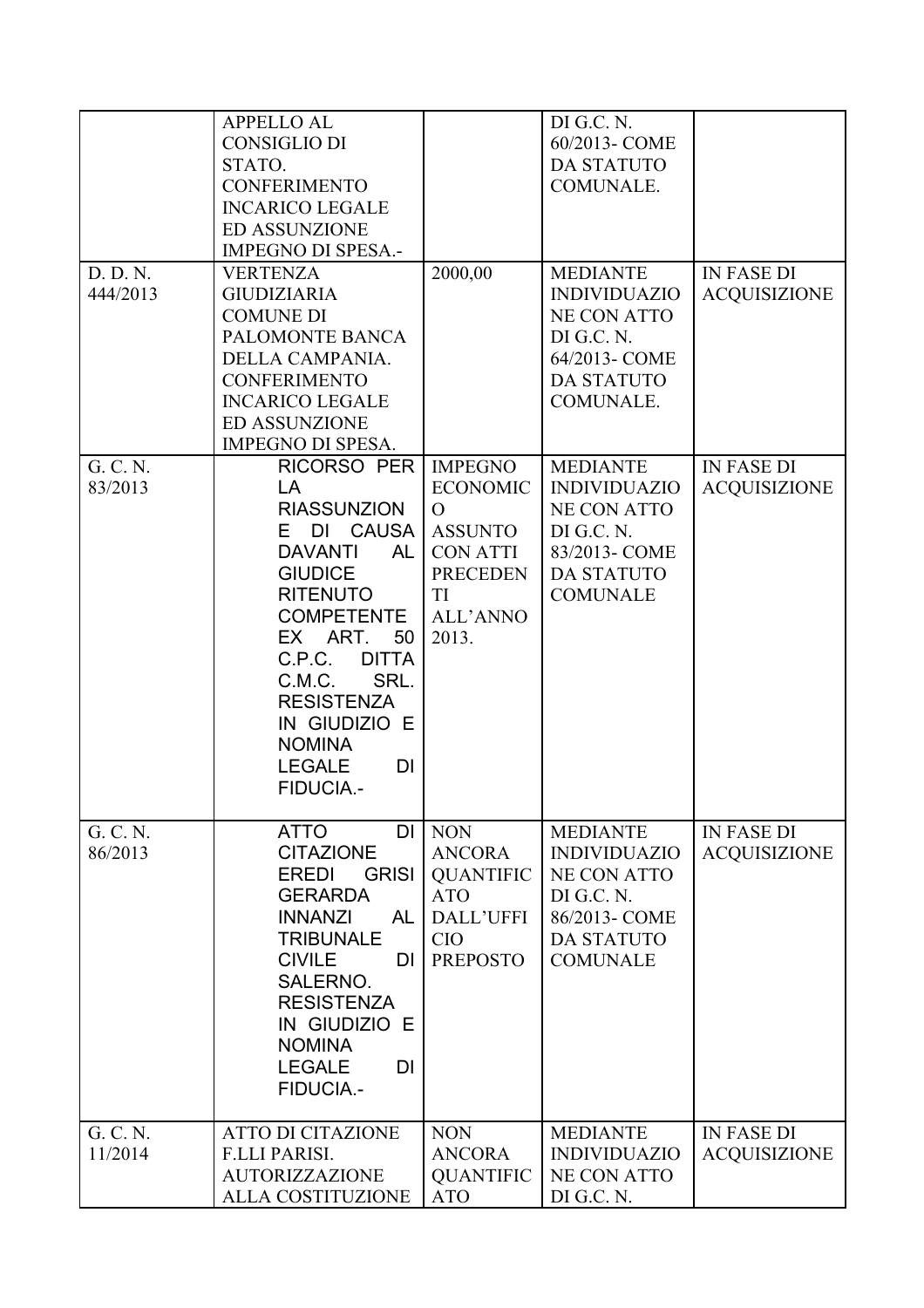| | | | | |
|---|---|---|---|---|
| | APPELLO AL CONSIGLIO DI STATO. CONFERIMENTO INCARICO LEGALE ED ASSUNZIONE IMPEGNO DI SPESA.- | | DI G.C. N. 60/2013- COME DA STATUTO COMUNALE. | |
| D. D. N. 444/2013 | VERTENZA GIUDIZIARIA COMUNE DI PALOMONTE BANCA DELLA CAMPANIA. CONFERIMENTO INCARICO LEGALE ED ASSUNZIONE IMPEGNO DI SPESA. | 2000,00 | MEDIANTE INDIVIDUAZIONE CON ATTO DI G.C. N. 64/2013- COME DA STATUTO COMUNALE. | IN FASE DI ACQUISIZIONE |
| G. C. N. 83/2013 | RICORSO PER LA RIASSUNZIONE DI CAUSA DAVANTI AL GIUDICE RITENUTO COMPETENTE EX ART. 50 C.P.C. DITTA C.M.C. SRL. RESISTENZA IN GIUDIZIO E NOMINA LEGALE DI FIDUCIA.- | IMPEGNO ECONOMICO ASSUNTO CON ATTI PRECEDENTI ALL'ANNO 2013. | MEDIANTE INDIVIDUAZIONE CON ATTO DI G.C. N. 83/2013- COME DA STATUTO COMUNALE | IN FASE DI ACQUISIZIONE |
| G. C. N. 86/2013 | ATTO DI CITAZIONE EREDI GRISI GERARDA INNANZI AL TRIBUNALE CIVILE DI SALERNO. RESISTENZA IN GIUDIZIO E NOMINA LEGALE DI FIDUCIA.- | NON ANCORA QUANTIFICATO DALL'UFFICIO PREPOSTO | MEDIANTE INDIVIDUAZIONE CON ATTO DI G.C. N. 86/2013- COME DA STATUTO COMUNALE | IN FASE DI ACQUISIZIONE |
| G. C. N. 11/2014 | ATTO DI CITAZIONE F.LLI PARISI. AUTORIZZAZIONE ALLA COSTITUZIONE | NON ANCORA QUANTIFICATO | MEDIANTE INDIVIDUAZIONE CON ATTO DI G.C. N. | IN FASE DI ACQUISIZIONE |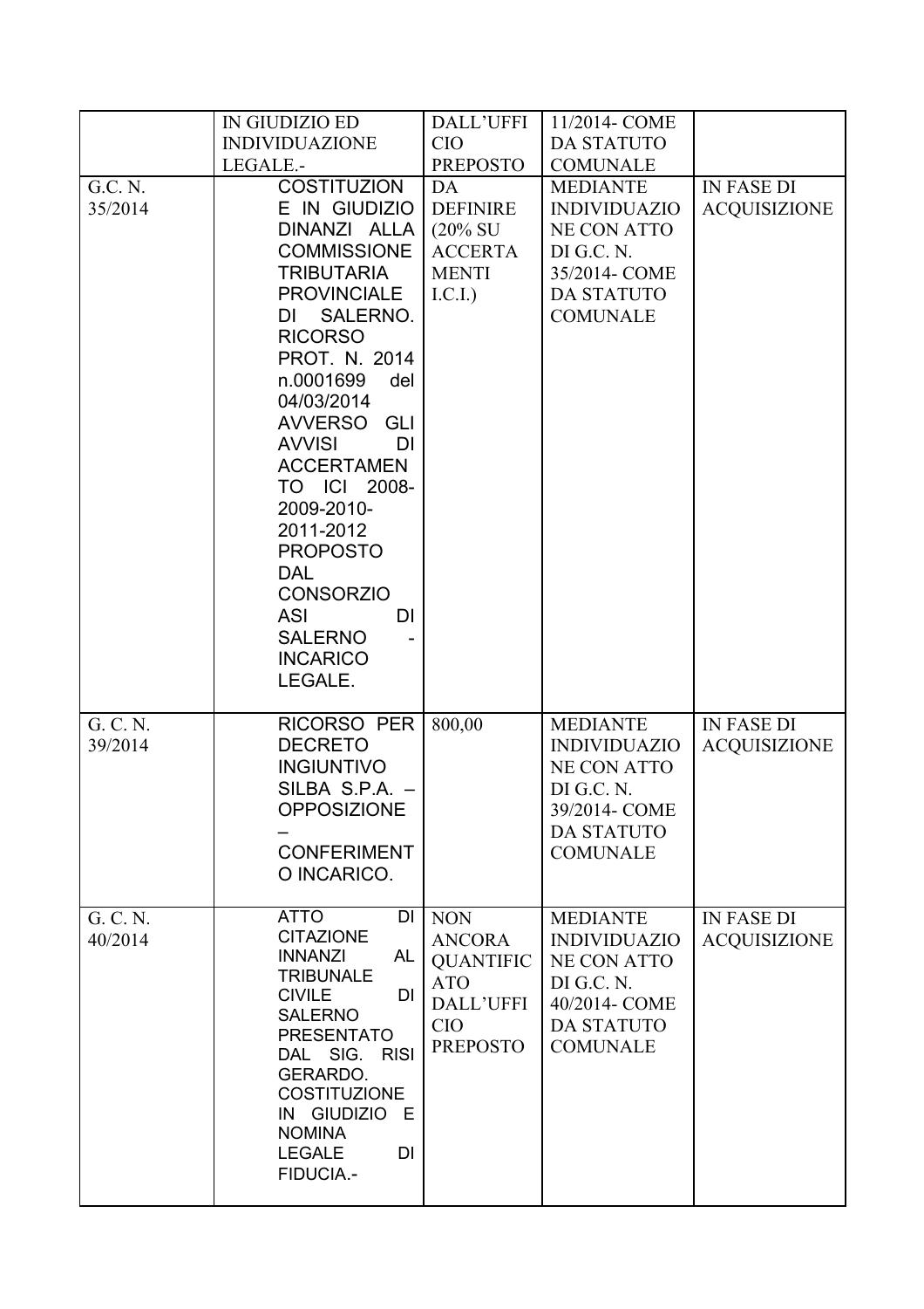| | | | | |
|---|---|---|---|---|
| | IN GIUDIZIO ED INDIVIDUAZIONE LEGALE.- | DALL'UFFICIO PREPOSTO | 11/2014- COME DA STATUTO COMUNALE | |
| G.C. N. 35/2014 | COSTITUZIONE IN GIUDIZIO DINANZI ALLA COMMISSIONE TRIBUTARIA PROVINCIALE DI SALERNO. RICORSO PROT. N. 2014 n.0001699 del 04/03/2014 AVVERSO GLI AVVISI DI ACCERTAMENTO ICI 2008-2009-2010-2011-2012 PROPOSTO DAL CONSORZIO ASI DI SALERNO - INCARICO LEGALE. | DA DEFINIRE (20% SU ACCERTAMENTI I.C.I.) | MEDIANTE INDIVIDUAZIONE CON ATTO DI G.C. N. 35/2014- COME DA STATUTO COMUNALE | IN FASE DI ACQUISIZIONE |
| G. C. N. 39/2014 | RICORSO PER DECRETO INGIUNTIVO SILBA S.P.A. – OPPOSIZIONE – CONFERIMENTO INCARICO. | 800,00 | MEDIANTE INDIVIDUAZIONE CON ATTO DI G.C. N. 39/2014- COME DA STATUTO COMUNALE | IN FASE DI ACQUISIZIONE |
| G. C. N. 40/2014 | ATTO DI CITAZIONE INNANZI AL TRIBUNALE CIVILE DI SALERNO PRESENTATO DAL SIG. RISI GERARDO. COSTITUZIONE IN GIUDIZIO E NOMINA LEGALE DI FIDUCIA.- | NON ANCORA QUANTIFICATO DALL'UFFICIO PREPOSTO | MEDIANTE INDIVIDUAZIONE CON ATTO DI G.C. N. 40/2014- COME DA STATUTO COMUNALE | IN FASE DI ACQUISIZIONE |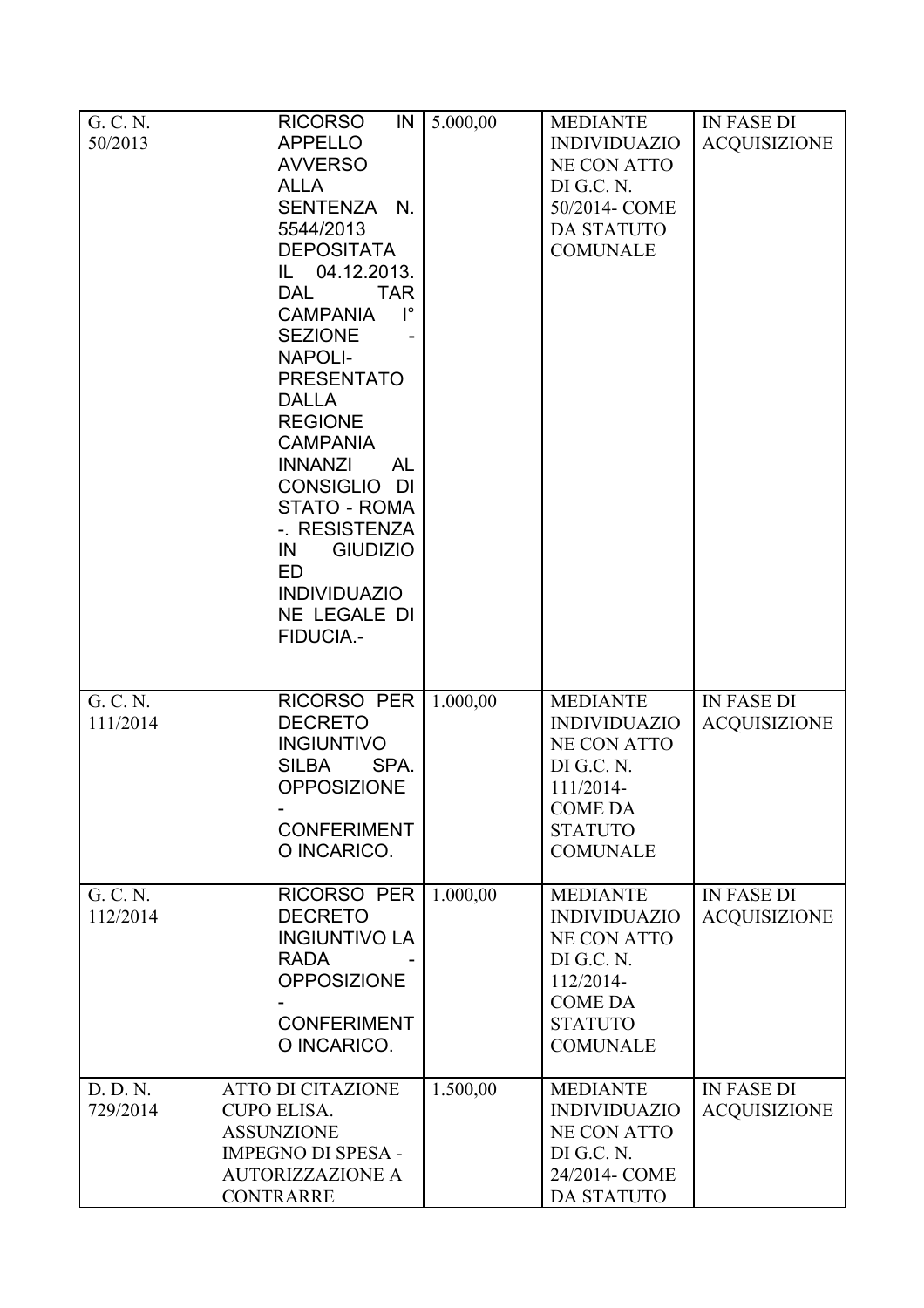| | | | | |
|---|---|---|---|---|
| G. C. N. 50/2013 | RICORSO IN APPELLO AVVERSO ALLA SENTENZA N. 5544/2013 DEPOSITATA IL 04.12.2013. DAL TAR CAMPANIA I° SEZIONE - NAPOLI- PRESENTATO DALLA REGIONE CAMPANIA INNANZI AL CONSIGLIO DI STATO - ROMA -. RESISTENZA IN GIUDIZIO ED INDIVIDUAZIONE LEGALE DI FIDUCIA.- | 5.000,00 | MEDIANTE INDIVIDUAZIONE CON ATTO DI G.C. N. 50/2014- COME DA STATUTO COMUNALE | IN FASE DI ACQUISIZIONE |
| G. C. N. 111/2014 | RICORSO PER DECRETO INGIUNTIVO SILBA SPA. OPPOSIZIONE - CONFERIMENTO INCARICO. | 1.000,00 | MEDIANTE INDIVIDUAZIONE CON ATTO DI G.C. N. 111/2014- COME DA STATUTO COMUNALE | IN FASE DI ACQUISIZIONE |
| G. C. N. 112/2014 | RICORSO PER DECRETO INGIUNTIVO LA RADA - OPPOSIZIONE - CONFERIMENTO INCARICO. | 1.000,00 | MEDIANTE INDIVIDUAZIONE CON ATTO DI G.C. N. 112/2014- COME DA STATUTO COMUNALE | IN FASE DI ACQUISIZIONE |
| D. D. N. 729/2014 | ATTO DI CITAZIONE CUPO ELISA. ASSUNZIONE IMPEGNO DI SPESA - AUTORIZZAZIONE A CONTRARRE | 1.500,00 | MEDIANTE INDIVIDUAZIONE CON ATTO DI G.C. N. 24/2014- COME DA STATUTO | IN FASE DI ACQUISIZIONE |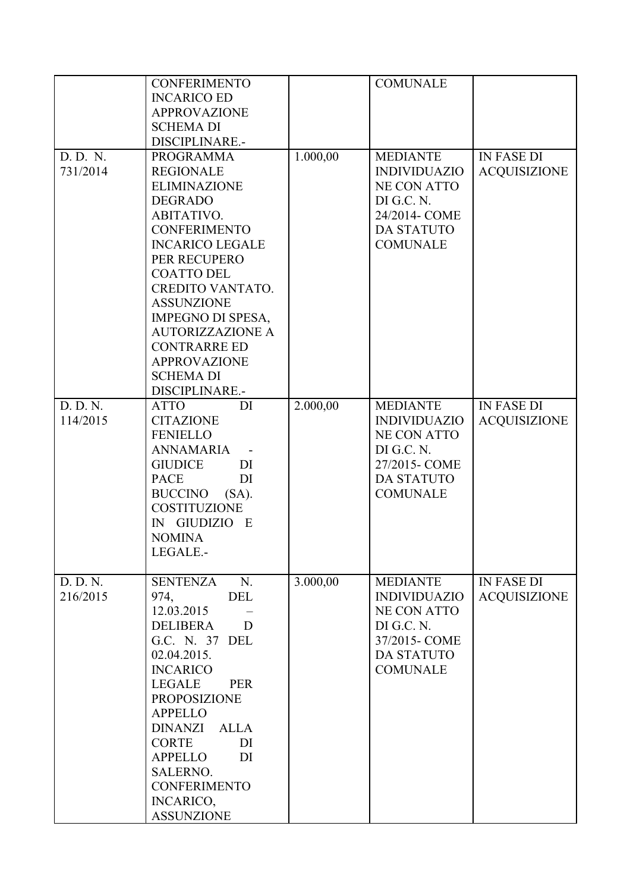| | | | | |
|---|---|---|---|---|
| | CONFERIMENTO INCARICO ED APPROVAZIONE SCHEMA DI DISCIPLINARE.- | | COMUNALE | |
| D. D. N. 731/2014 | PROGRAMMA REGIONALE ELIMINAZIONE DEGRADO ABITATIVO. CONFERIMENTO INCARICO LEGALE PER RECUPERO COATTO DEL CREDITO VANTATO. ASSUNZIONE IMPEGNO DI SPESA, AUTORIZZAZIONE A CONTRARRE ED APPROVAZIONE SCHEMA DI DISCIPLINARE.- | 1.000,00 | MEDIANTE INDIVIDUAZIONE CON ATTO DI G.C. N. 24/2014- COME DA STATUTO COMUNALE | IN FASE DI ACQUISIZIONE |
| D. D. N. 114/2015 | ATTO DI CITAZIONE FENIELLO ANNAMARIA - GIUDICE DI PACE DI BUCCINO (SA). COSTITUZIONE IN GIUDIZIO E NOMINA LEGALE.- | 2.000,00 | MEDIANTE INDIVIDUAZIONE CON ATTO DI G.C. N. 27/2015- COME DA STATUTO COMUNALE | IN FASE DI ACQUISIZIONE |
| D. D. N. 216/2015 | SENTENZA N. 974, DEL 12.03.2015 – DELIBERA D G.C. N. 37 DEL 02.04.2015. INCARICO LEGALE PER PROPOSIZIONE APPELLO DINANZI ALLA CORTE DI APPELLO DI SALERNO. CONFERIMENTO INCARICO, ASSUNZIONE | 3.000,00 | MEDIANTE INDIVIDUAZIONE CON ATTO DI G.C. N. 37/2015- COME DA STATUTO COMUNALE | IN FASE DI ACQUISIZIONE |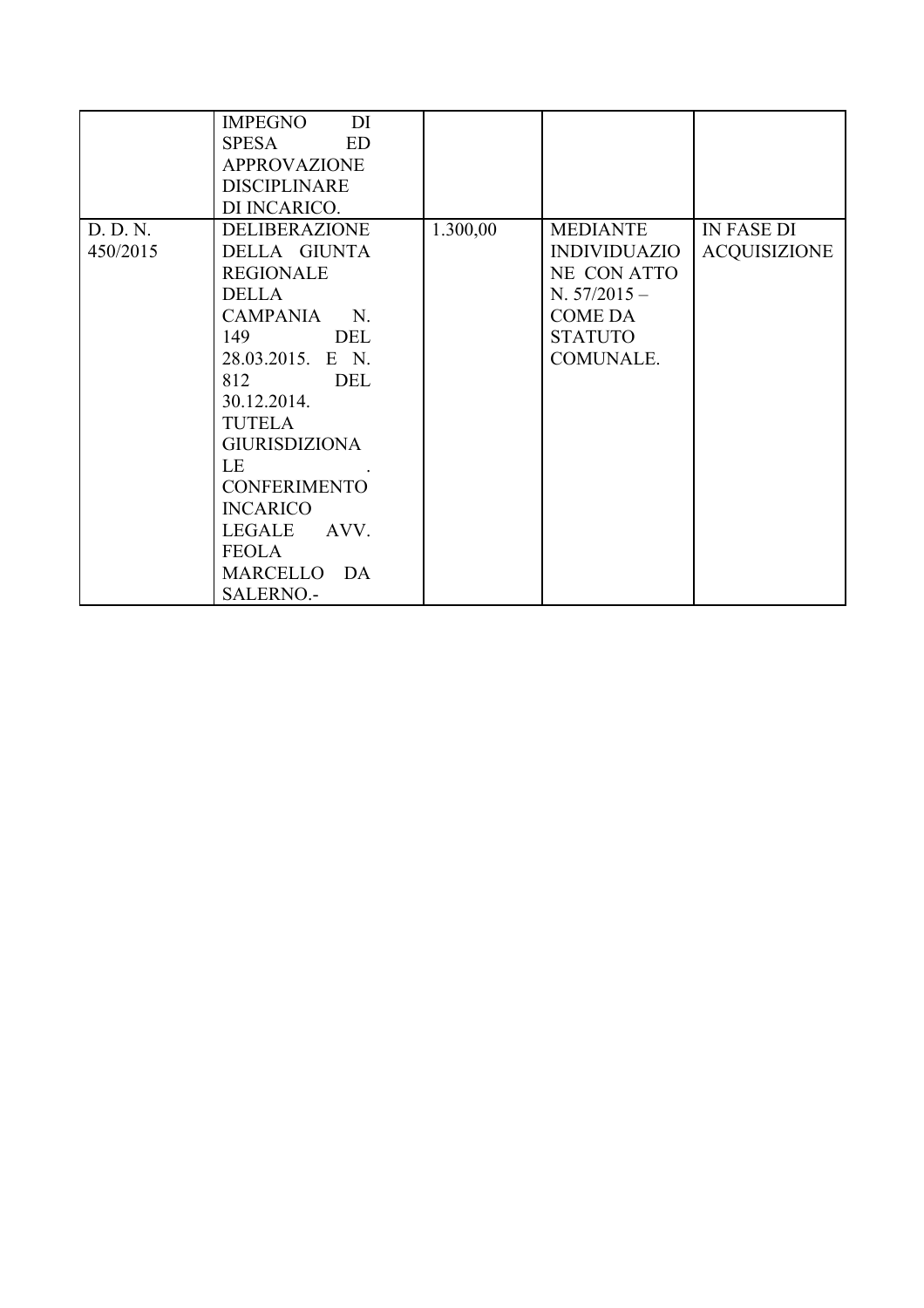| | | | | |
|---|---|---|---|---|
| | IMPEGNO DI SPESA ED APPROVAZIONE DISCIPLINARE DI INCARICO. | | | |
| D. D. N. 450/2015 | DELIBERAZIONE DELLA GIUNTA REGIONALE DELLA CAMPANIA N. 149 DEL 28.03.2015. E N. 812 DEL 30.12.2014. TUTELA GIURISDIZIONALE . CONFERIMENTO INCARICO LEGALE AVV. FEOLA MARCELLO DA SALERNO.- | 1.300,00 | MEDIANTE INDIVIDUAZIONE CON ATTO N. 57/2015 – COME DA STATUTO COMUNALE. | IN FASE DI ACQUISIZIONE |